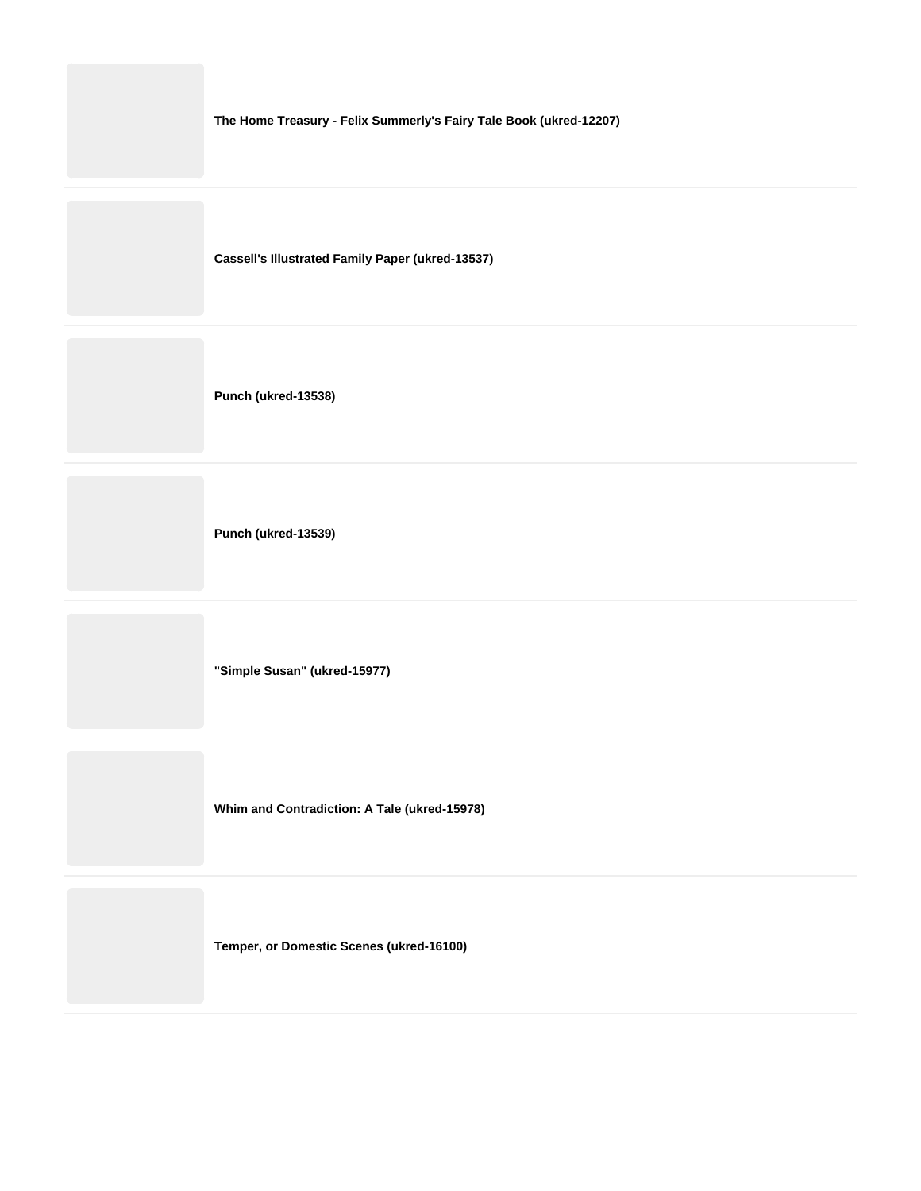**The Home Treasury - Felix Summerly's Fairy Tale Book (ukred-12207)**

**Cassell's Illustrated Family Paper (ukred-13537)**

**Punch (ukred-13538)**

**Punch (ukred-13539)**

**"Simple Susan" (ukred-15977)**

**Whim and Contradiction: A Tale (ukred-15978)**

**Temper, or Domestic Scenes (ukred-16100)**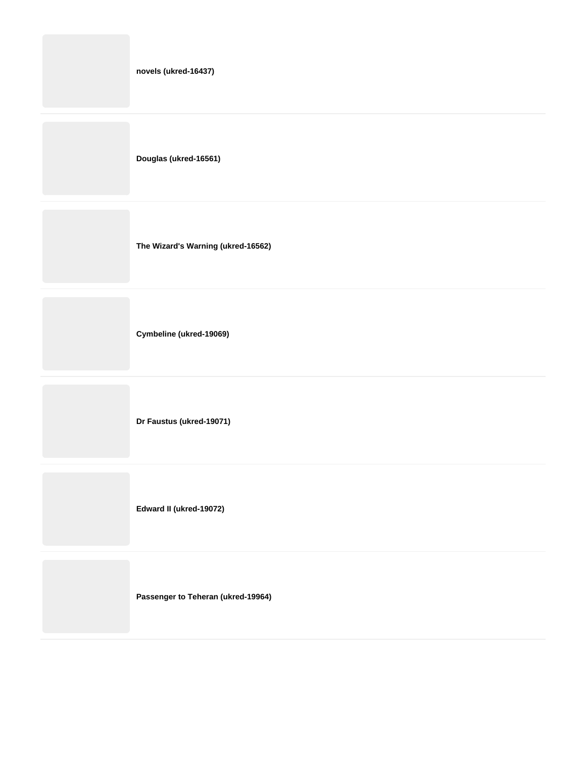**novels (ukred-16437)**

---

**Douglas (ukred-16561)**

---

**The Wizard's Warning (ukred-16562)**

---

**Cymbeline (ukred-19069)**

---

**Dr Faustus (ukred-19071)**

---

**Edward II (ukred-19072)**

---

**Passenger to Teheran (ukred-19964)**

---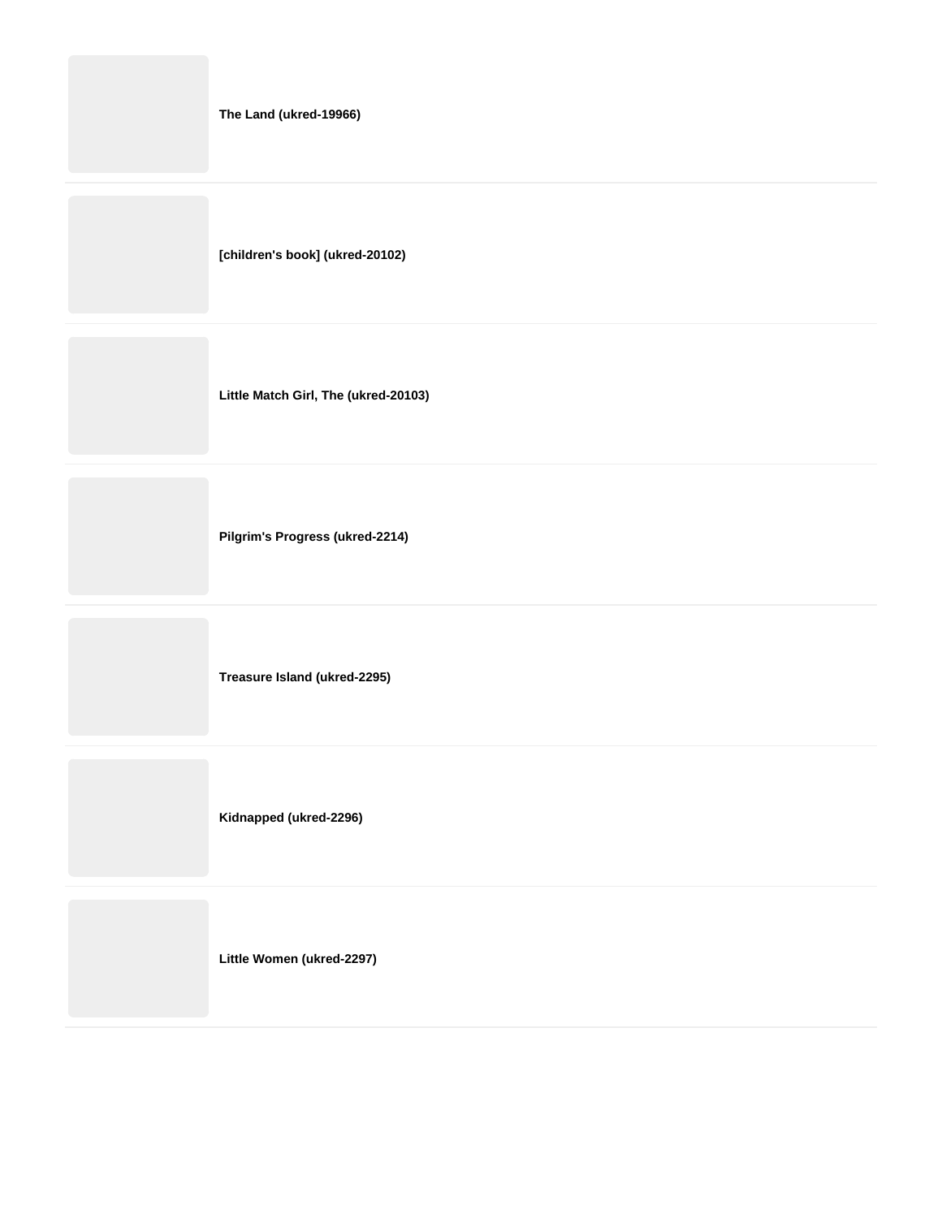**The Land (ukred-19966)**

**[children's book] (ukred-20102)**

**Little Match Girl, The (ukred-20103)**

**Pilgrim's Progress (ukred-2214)**

**Treasure Island (ukred-2295)**

**Kidnapped (ukred-2296)**

**Little Women (ukred-2297)**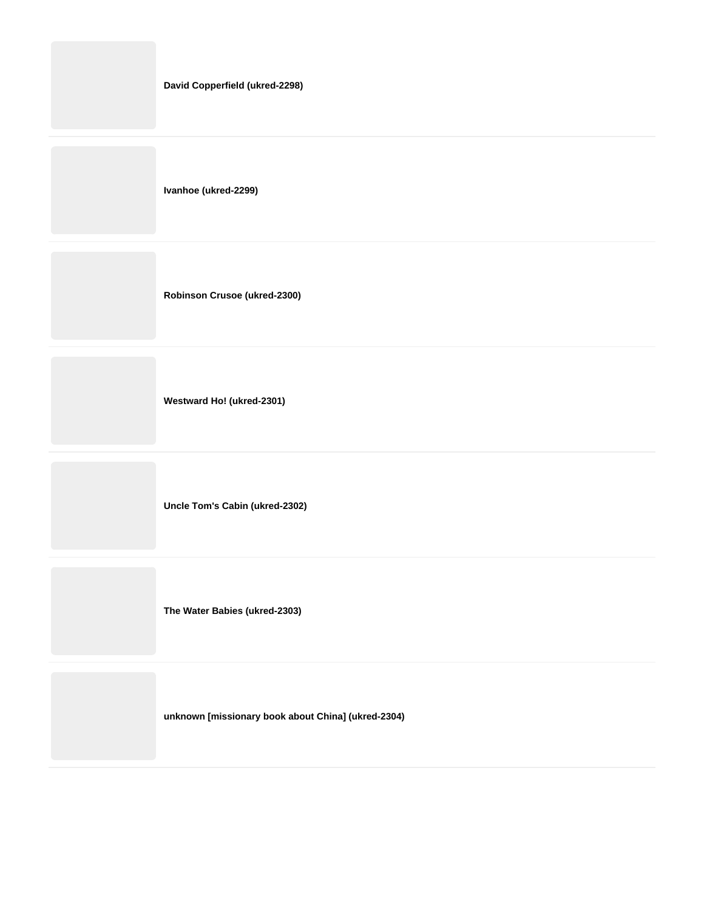**David Copperfield (ukred-2298)**

**Ivanhoe (ukred-2299)**

**Robinson Crusoe (ukred-2300)**

**Westward Ho! (ukred-2301)**

**Uncle Tom's Cabin (ukred-2302)**

**The Water Babies (ukred-2303)**

**unknown [missionary book about China] (ukred-2304)**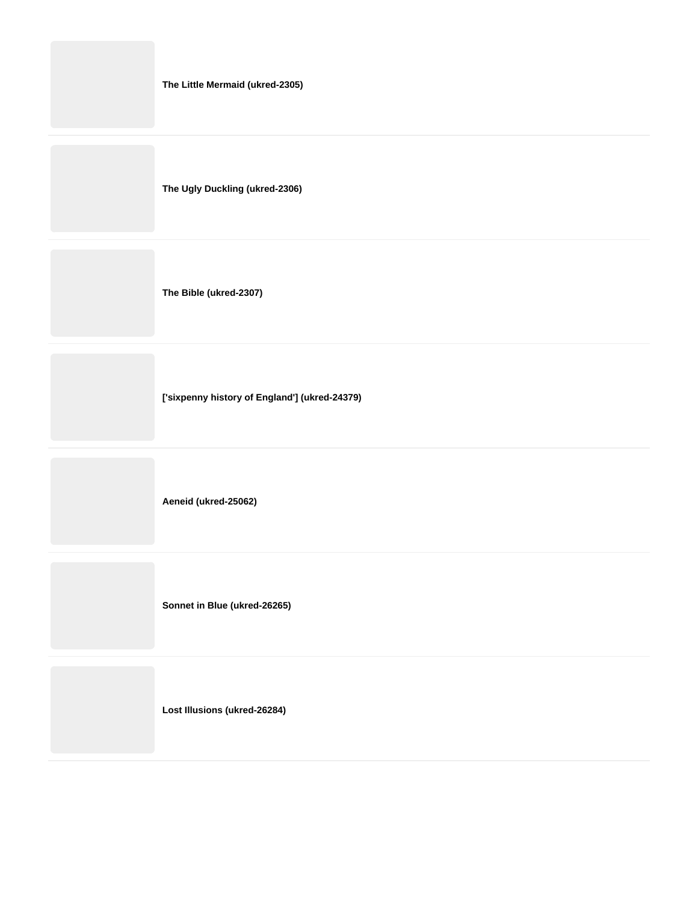**The Little Mermaid (ukred-2305)**

**The Ugly Duckling (ukred-2306)**

**The Bible (ukred-2307)**

**['sixpenny history of England'] (ukred-24379)**

**Aeneid (ukred-25062)**

**Sonnet in Blue (ukred-26265)**

**Lost Illusions (ukred-26284)**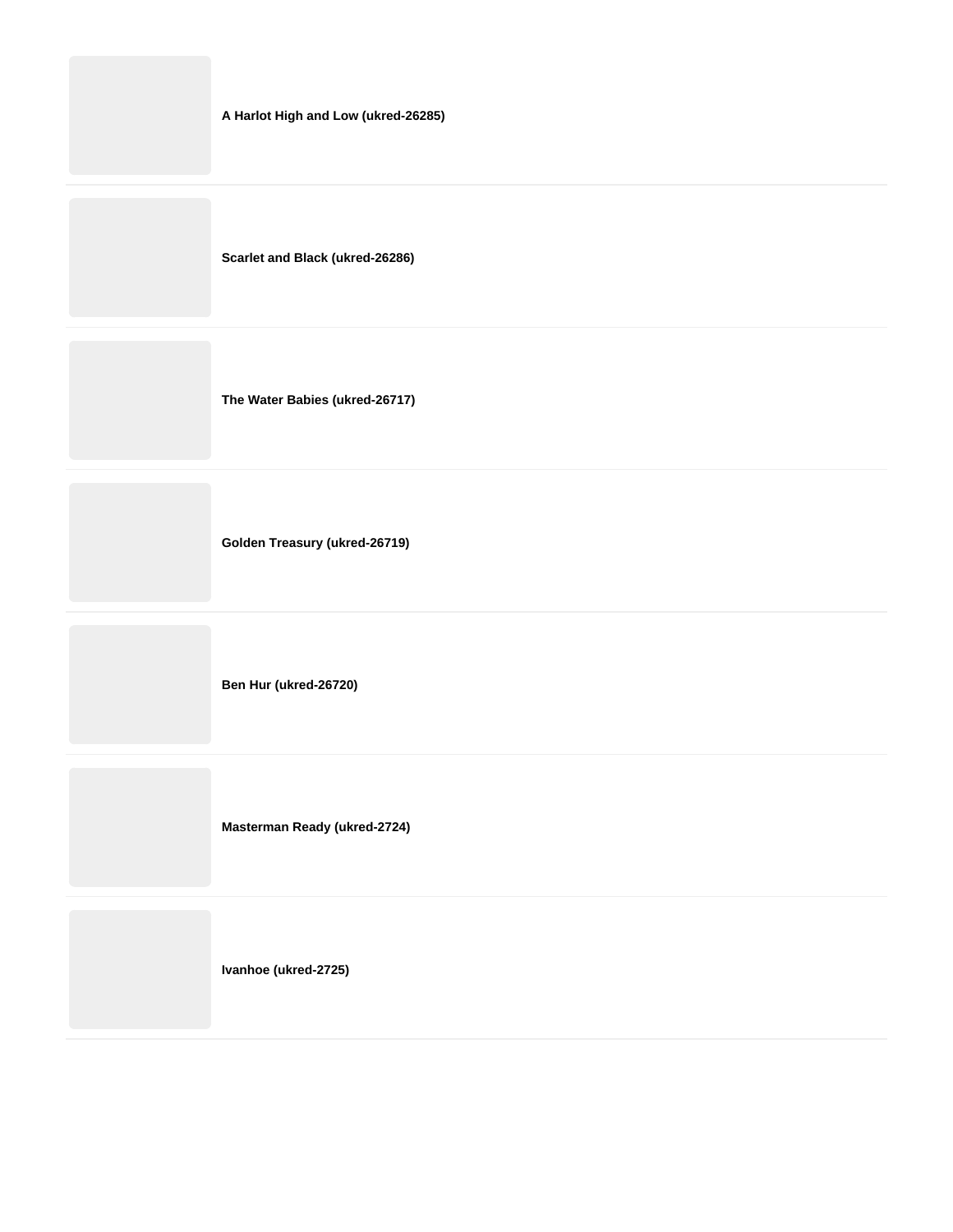**A Harlot High and Low (ukred-26285)**

**Scarlet and Black (ukred-26286)**

**The Water Babies (ukred-26717)**

**Golden Treasury (ukred-26719)**

**Ben Hur (ukred-26720)**

**Masterman Ready (ukred-2724)**

**Ivanhoe (ukred-2725)**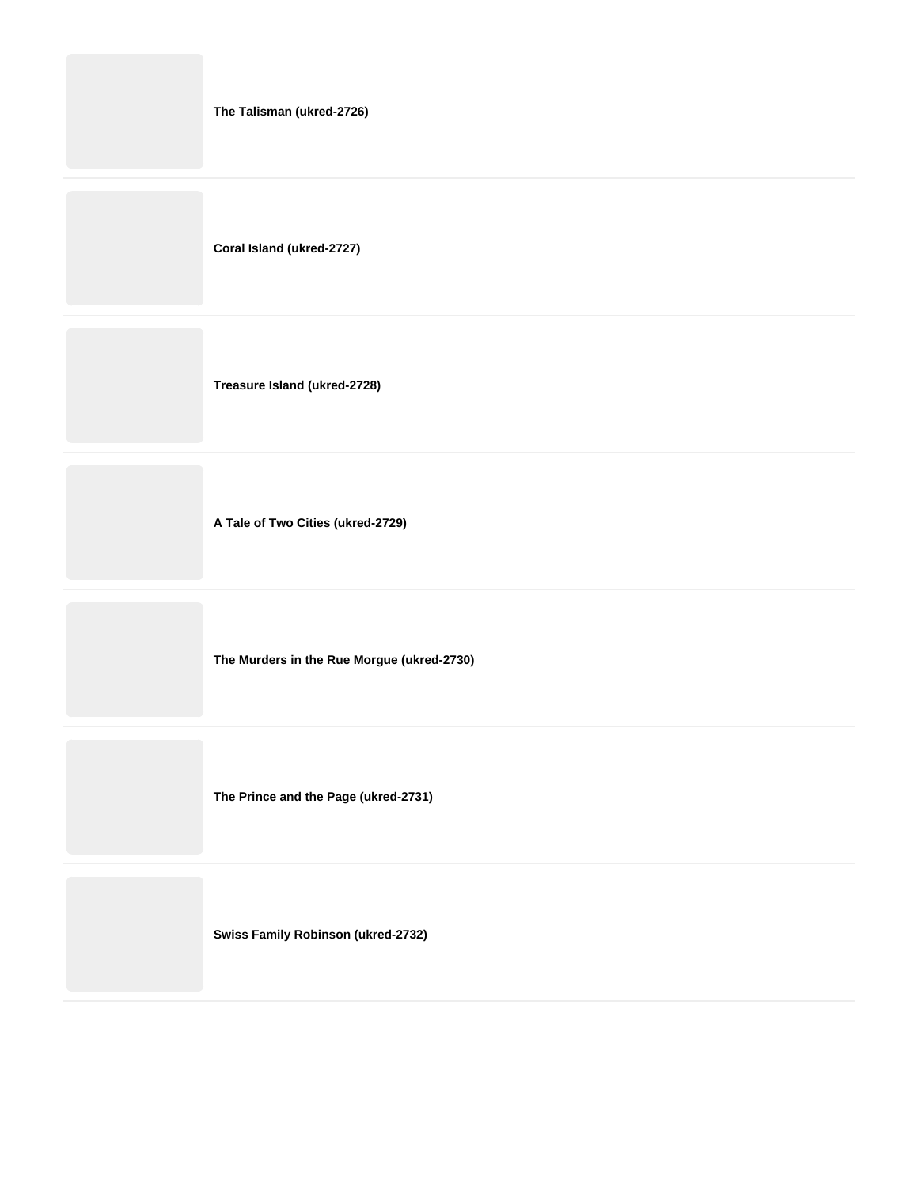**The Talisman (ukred-2726)**

**Coral Island (ukred-2727)**

**Treasure Island (ukred-2728)**

**A Tale of Two Cities (ukred-2729)**

**The Murders in the Rue Morgue (ukred-2730)**

**The Prince and the Page (ukred-2731)**

**Swiss Family Robinson (ukred-2732)**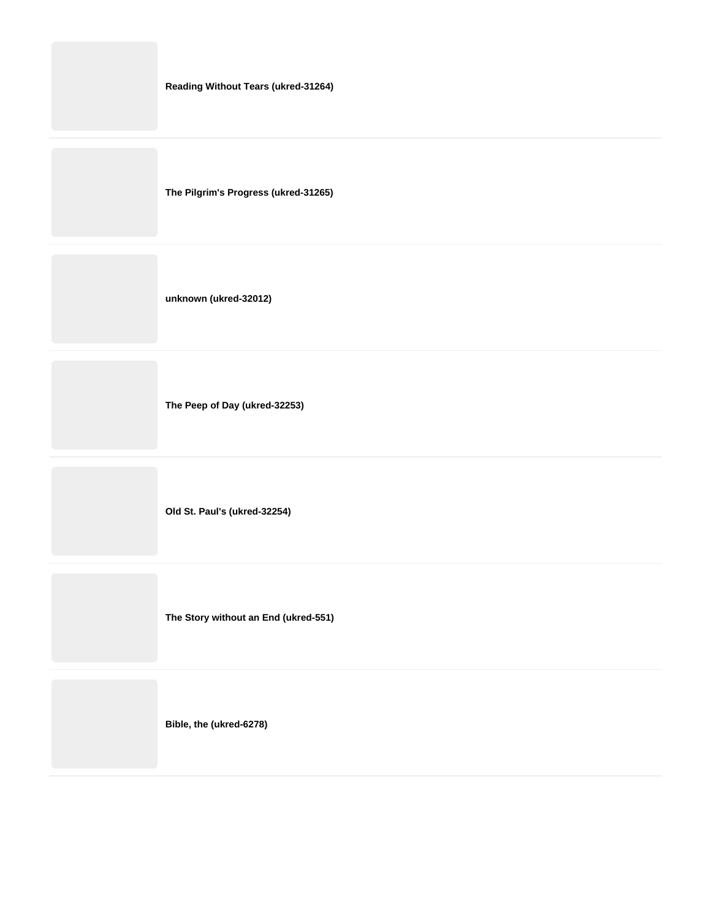**Reading Without Tears (ukred-31264)**

**The Pilgrim's Progress (ukred-31265)**

**unknown (ukred-32012)**

**The Peep of Day (ukred-32253)**

**Old St. Paul's (ukred-32254)**

**The Story without an End (ukred-551)**

**Bible, the (ukred-6278)**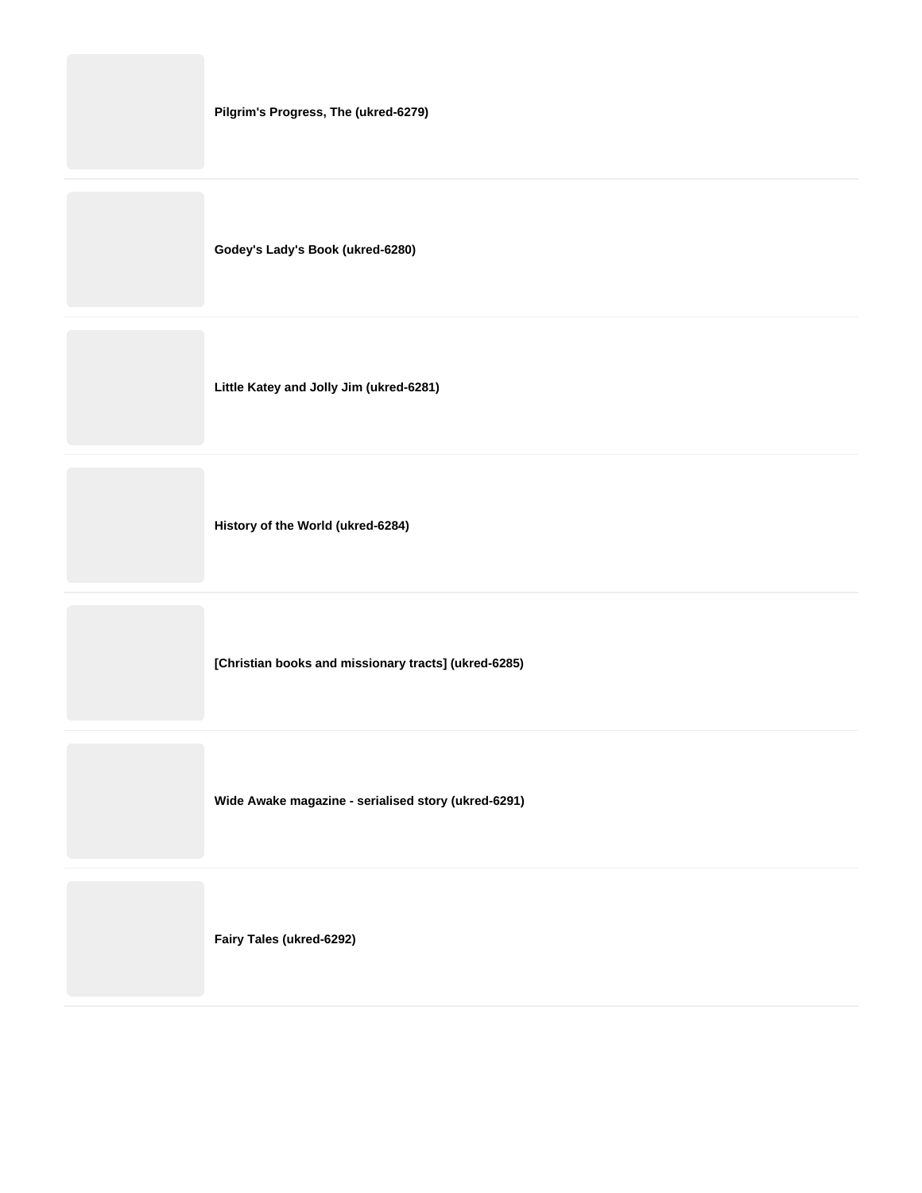**Pilgrim's Progress, The (ukred-6279)**

---

**Godey's Lady's Book (ukred-6280)**

---

**Little Katey and Jolly Jim (ukred-6281)**

---

**History of the World (ukred-6284)**

---

**[Christian books and missionary tracts] (ukred-6285)**

---

**Wide Awake magazine - serialised story (ukred-6291)**

---

**Fairy Tales (ukred-6292)**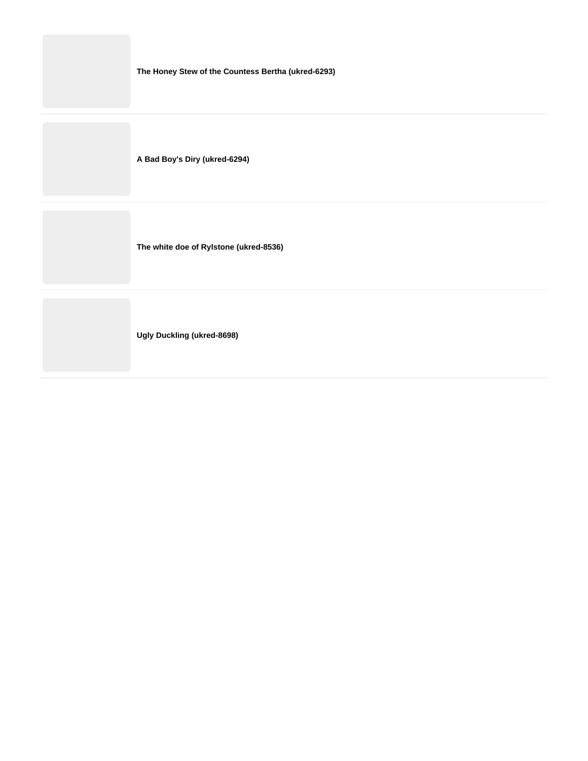**The Honey Stew of the Countess Bertha (ukred-6293)**

**A Bad Boy's Diry (ukred-6294)**

**The white doe of Rylstone (ukred-8536)**

**Ugly Duckling (ukred-8698)**